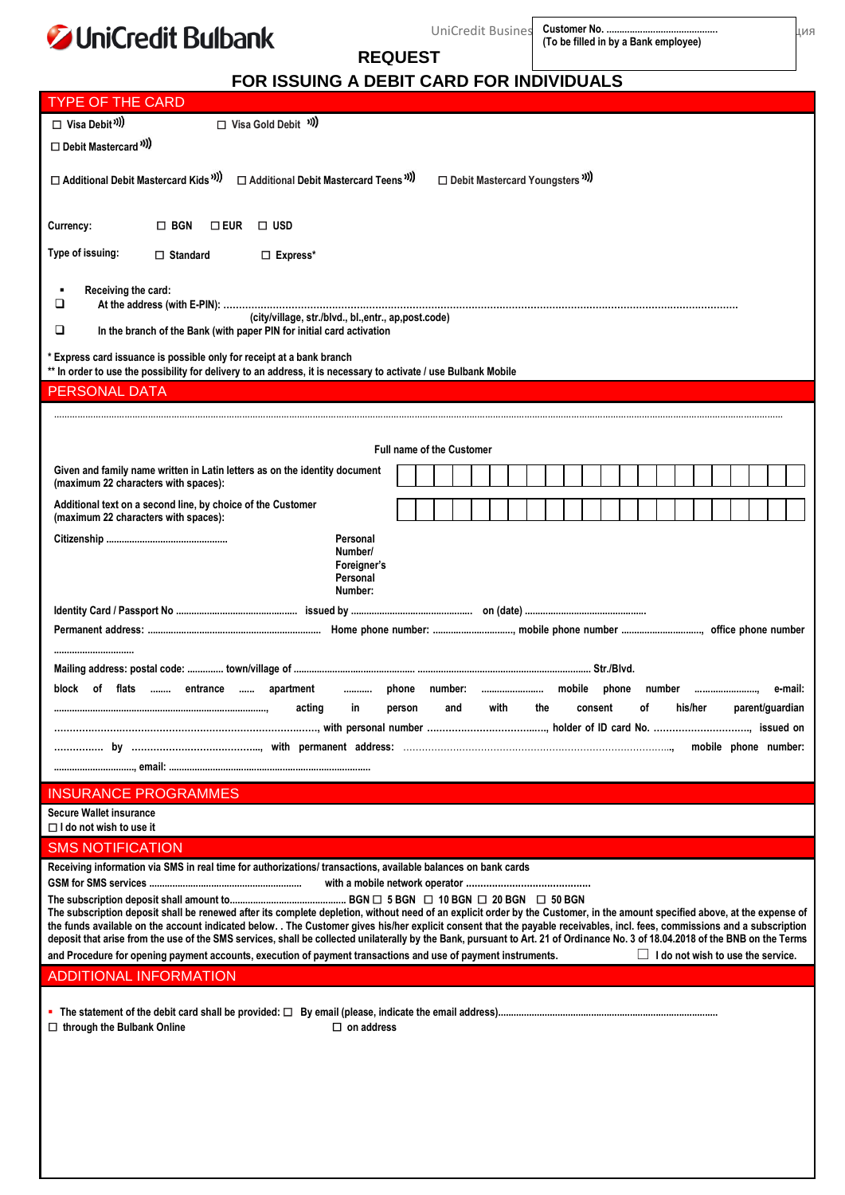UniCredit Bulbank

UniCredit Busines... ...ция

Customer No. ............................................
(To be filled in by a Bank employee)

# REQUEST
# FOR ISSUING A DEBIT CARD FOR INDIVIDUALS

## TYPE OF THE CARD

☐ Visa Debit ☐ Visa Gold Debit

☐ Debit Mastercard

☐ Additional Debit Mastercard Kids ☐ Additional Debit Mastercard Teens ☐ Debit Mastercard Youngsters

Currency: ☐ BGN ☐ EUR ☐ USD

Type of issuing: ☐ Standard ☐ Express*

- Receiving the card:

☐ At the address (with E-PIN): ...................................................................................................................................................
(city/village, str./blvd., bl.,entr., ap,post.code)

☐ In the branch of the Bank (with paper PIN for initial card activation

\* Express card issuance is possible only for receipt at a bank branch
\*\* In order to use the possibility for delivery to an address, it is necessary to activate / use Bulbank Mobile

## PERSONAL DATA

..........................................................................................................................................................................................................

Full name of the Customer

Given and family name written in Latin letters as on the identity document (maximum 22 characters with spaces):

Additional text on a second line, by choice of the Customer (maximum 22 characters with spaces):

Citizenship ................................................ Personal Number/ Foreigner's Personal Number:

Identity Card / Passport No ................................................ issued by ................................................ on (date) ................................................

Permanent address: ................................................................... Home phone number: ..............................., mobile phone number ..............................., office phone number ..............................

Mailing address: postal code: ............. town/village of ................................................ .................................................................. Str./Blvd.

block of flats ........ entrance ...... apartment ........... phone number: ........................ mobile phone number ........................, e-mail: ..................................................................., acting in person and with the consent of his/her parent/guardian ..............................................................................., with personal number ........................................, holder of ID card No. ..............................., issued on ............... by ..........................................., with permanent address: ......................................................................................., mobile phone number: ..............................., email: ..............................................................................

## INSURANCE PROGRAMMES

Secure Wallet insurance
☐ I do not wish to use it

## SMS NOTIFICATION

Receiving information via SMS in real time for authorizations/ transactions, available balances on bank cards

GSM for SMS services ........................................................... with a mobile network operator ..........................................

The subscription deposit shall amount to............................................ BGN ☐ 5 BGN ☐ 10 BGN ☐ 20 BGN ☐ 50 BGN

The subscription deposit shall be renewed after its complete depletion, without need of an explicit order by the Customer, in the amount specified above, at the expense of the funds available on the account indicated below. . The Customer gives his/her explicit consent that the payable receivables, incl. fees, commissions and a subscription deposit that arise from the use of the SMS services, shall be collected unilaterally by the Bank, pursuant to Art. 21 of Ordinance No. 3 of 18.04.2018 of the BNB on the Terms and Procedure for opening payment accounts, execution of payment transactions and use of payment instruments. ☐ I do not wish to use the service.

## ADDITIONAL INFORMATION

- The statement of the debit card shall be provided: ☐ By email (please, indicate the email address)....................................................................................

☐ through the Bulbank Online ☐ on address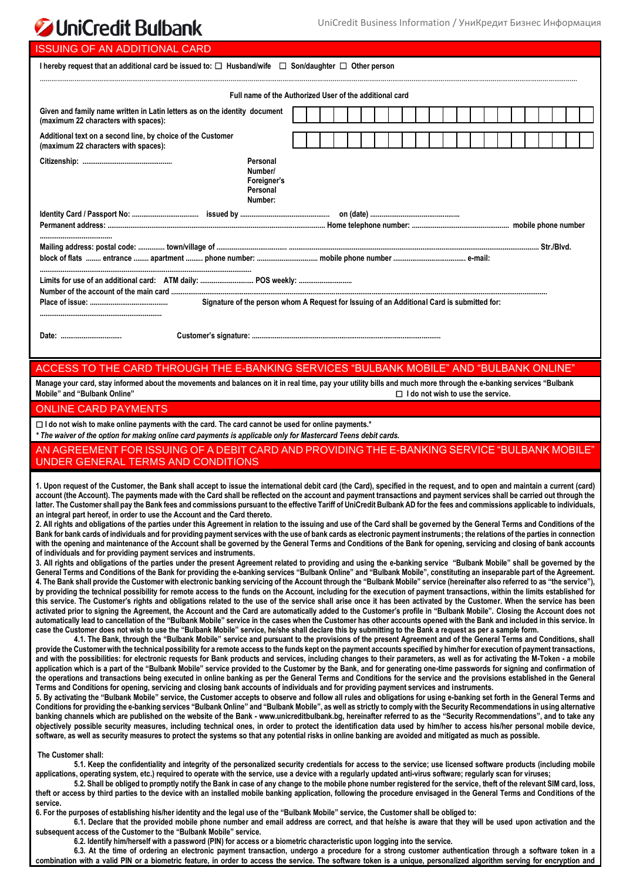# ISSUING OF AN ADDITIONAL CARD

I hereby request that an additional card be issued to: ☐ Husband/wife ☐ Son/daughter ☐ Other person

..........................................................................................................................................................................................................

Full name of the Authorized User of the additional card

Given and family name written in Latin letters as on the identity document (maximum 22 characters with spaces):

Additional text on a second line, by choice of the Customer (maximum 22 characters with spaces):

Citizenship: ................................................ Personal Number/ Foreigner's Personal Number:

Identity Card / Passport No: .................................. issued by .............................................. on (date) ..............................................

Permanent address: .................................................................................................... Home telephone number: .................................................. mobile phone number .......................................

Mailing address: postal code: ............. town/village of ........................................................................................................................................ Str./Blvd.

block of flats ........ entrance ........ apartment ......... phone number: ................................ mobile phone number ...................................... e-mail: .............................................................................................................................

Limits for use of an additional card: ATM daily: ............................ POS weekly: ............................

Number of the account of the main card ......................................................................................................................................................................

Place of issue: ......................................... Signature of the person whom A Request for Issuing of an Additional Card is submitted for: ...............................................................

Date: ................................ Customer's signature: ..................................................................................................

# ACCESS TO THE CARD THROUGH THE E-BANKING SERVICES "BULBANK MOBILE" AND "BULBANK ONLINE"

Manage your card, stay informed about the movements and balances on it in real time, pay your utility bills and much more through the e-banking services "Bulbank Mobile" and "Bulbank Online" ☐ I do not wish to use the service.

# ONLINE CARD PAYMENTS

☐ I do not wish to make online payments with the card. The card cannot be used for online payments.*

*\* The waiver of the option for making online card payments is applicable only for Mastercard Teens debit cards.*

# AN AGREEMENT FOR ISSUING OF A DEBIT CARD AND PROVIDING THE E-BANKING SERVICE "BULBANK MOBILE" UNDER GENERAL TERMS AND CONDITIONS

1. Upon request of the Customer, the Bank shall accept to issue the international debit card (the Card), specified in the request, and to open and maintain a current (card) account (the Account). The payments made with the Card shall be reflected on the account and payment transactions and payment services shall be carried out through the latter. The Customer shall pay the Bank fees and commissions pursuant to the effective Tariff of UniCredit Bulbank AD for the fees and commissions applicable to individuals, an integral part hereof, in order to use the Account and the Card thereto.

2. All rights and obligations of the parties under this Agreement in relation to the issuing and use of the Card shall be governed by the General Terms and Conditions of the Bank for bank cards of individuals and for providing payment services with the use of bank cards as electronic payment instruments; the relations of the parties in connection with the opening and maintenance of the Account shall be governed by the General Terms and Conditions of the Bank for opening, servicing and closing of bank accounts of individuals and for providing payment services and instruments.

3. All rights and obligations of the parties under the present Agreement related to providing and using the e-banking service "Bulbank Mobile" shall be governed by the General Terms and Conditions of the Bank for providing the e-banking services "Bulbank Online" and "Bulbank Mobile", constituting an inseparable part of the Agreement.

4. The Bank shall provide the Customer with electronic banking servicing of the Account through the "Bulbank Mobile" service (hereinafter also referred to as "the service"), by providing the technical possibility for remote access to the funds on the Account, including for the execution of payment transactions, within the limits established for this service. The Customer's rights and obligations related to the use of the service shall arise once it has been activated by the Customer. When the service has been activated prior to signing the Agreement, the Account and the Card are automatically added to the Customer's profile in "Bulbank Mobile". Closing the Account does not automatically lead to cancellation of the "Bulbank Mobile" service in the cases when the Customer has other accounts opened with the Bank and included in this service. In case the Customer does not wish to use the "Bulbank Mobile" service, he/she shall declare this by submitting to the Bank a request as per a sample form.

4.1. The Bank, through the "Bulbank Mobile" service and pursuant to the provisions of the present Agreement and of the General Terms and Conditions, shall provide the Customer with the technical possibility for a remote access to the funds kept on the payment accounts specified by him/her for execution of payment transactions, and with the possibilities: for electronic requests for Bank products and services, including changes to their parameters, as well as for activating the M-Token - a mobile application which is a part of the "Bulbank Mobile" service provided to the Customer by the Bank, and for generating one-time passwords for signing and confirmation of the operations and transactions being executed in online banking as per the General Terms and Conditions for the service and the provisions established in the General Terms and Conditions for opening, servicing and closing bank accounts of individuals and for providing payment services and instruments.

5. By activating the "Bulbank Mobile" service, the Customer accepts to observe and follow all rules and obligations for using e-banking set forth in the General Terms and Conditions for providing the e-banking services "Bulbank Online" and "Bulbank Mobile", as well as strictly to comply with the Security Recommendations in using alternative banking channels which are published on the website of the Bank - www.unicreditbulbank.bg, hereinafter referred to as the "Security Recommendations", and to take any objectively possible security measures, including technical ones, in order to protect the identification data used by him/her to access his/her personal mobile device, software, as well as security measures to protect the systems so that any potential risks in online banking are avoided and mitigated as much as possible.

The Customer shall:

5.1. Keep the confidentiality and integrity of the personalized security credentials for access to the service; use licensed software products (including mobile applications, operating system, etc.) required to operate with the service, use a device with a regularly updated anti-virus software; regularly scan for viruses;

5.2. Shall be obliged to promptly notify the Bank in case of any change to the mobile phone number registered for the service, theft of the relevant SIM card, loss, theft or access by third parties to the device with an installed mobile banking application, following the procedure envisaged in the General Terms and Conditions of the service.

6. For the purposes of establishing his/her identity and the legal use of the "Bulbank Mobile" service, the Customer shall be obliged to:

6.1. Declare that the provided mobile phone number and email address are correct, and that he/she is aware that they will be used upon activation and the subsequent access of the Customer to the "Bulbank Mobile" service.

6.2. Identify him/herself with a password (PIN) for access or a biometric characteristic upon logging into the service.

6.3. At the time of ordering an electronic payment transaction, undergo a procedure for a strong customer authentication through a software token in a combination with a valid PIN or a biometric feature, in order to access the service. The software token is a unique, personalized algorithm serving for encryption and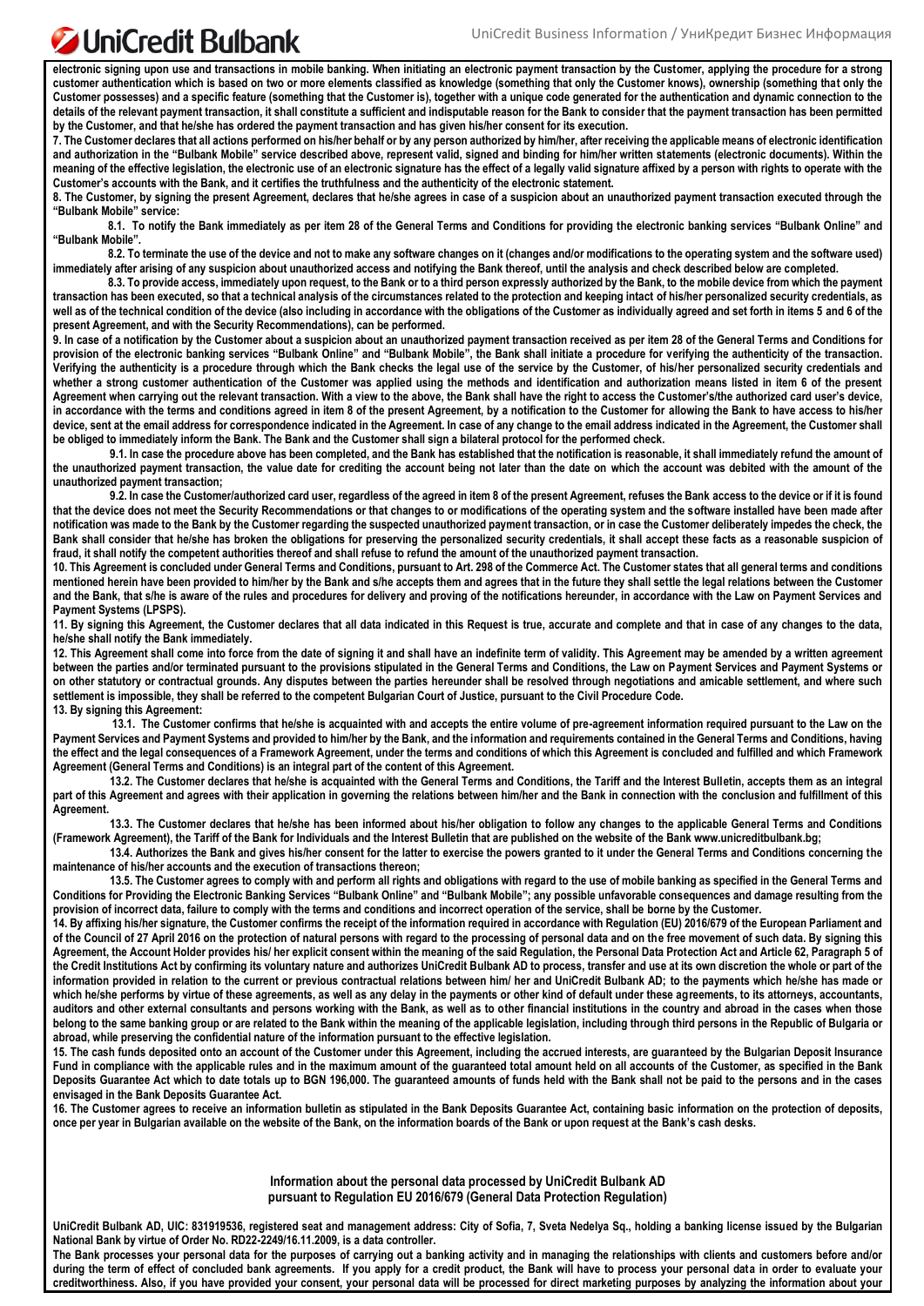**electronic signing upon use and transactions in mobile banking. When initiating an electronic payment transaction by the Customer, applying the procedure for a strong customer authentication which is based on two or more elements classified as knowledge (something that only the Customer knows), ownership (something that only the Customer possesses) and a specific feature (something that the Customer is), together with a unique code generated for the authentication and dynamic connection to the details of the relevant payment transaction, it shall constitute a sufficient and indisputable reason for the Bank to consider that the payment transaction has been permitted by the Customer, and that he/she has ordered the payment transaction and has given his/her consent for its execution.**

**7. The Customer declares that all actions performed on his/her behalf or by any person authorized by him/her, after receiving the applicable means of electronic identification and authorization in the "Bulbank Mobile" service described above, represent valid, signed and binding for him/her written statements (electronic documents). Within the meaning of the effective legislation, the electronic use of an electronic signature has the effect of a legally valid signature affixed by a person with rights to operate with the Customer's accounts with the Bank, and it certifies the truthfulness and the authenticity of the electronic statement.**

**8. The Customer, by signing the present Agreement, declares that he/she agrees in case of a suspicion about an unauthorized payment transaction executed through the "Bulbank Mobile" service:**

**8.1. To notify the Bank immediately as per item 28 of the General Terms and Conditions for providing the electronic banking services "Bulbank Online" and "Bulbank Mobile".**

**8.2. To terminate the use of the device and not to make any software changes on it (changes and/or modifications to the operating system and the software used) immediately after arising of any suspicion about unauthorized access and notifying the Bank thereof, until the analysis and check described below are completed.**

**8.3. To provide access, immediately upon request, to the Bank or to a third person expressly authorized by the Bank, to the mobile device from which the payment transaction has been executed, so that a technical analysis of the circumstances related to the protection and keeping intact of his/her personalized security credentials, as well as of the technical condition of the device (also including in accordance with the obligations of the Customer as individually agreed and set forth in items 5 and 6 of the present Agreement, and with the Security Recommendations), can be performed.**

**9. In case of a notification by the Customer about a suspicion about an unauthorized payment transaction received as per item 28 of the General Terms and Conditions for provision of the electronic banking services "Bulbank Online" and "Bulbank Mobile", the Bank shall initiate a procedure for verifying the authenticity of the transaction. Verifying the authenticity is a procedure through which the Bank checks the legal use of the service by the Customer, of his/her personalized security credentials and whether a strong customer authentication of the Customer was applied using the methods and identification and authorization means listed in item 6 of the present Agreement when carrying out the relevant transaction. With a view to the above, the Bank shall have the right to access the Customer's/the authorized card user's device, in accordance with the terms and conditions agreed in item 8 of the present Agreement, by a notification to the Customer for allowing the Bank to have access to his/her device, sent at the email address for correspondence indicated in the Agreement. In case of any change to the email address indicated in the Agreement, the Customer shall be obliged to immediately inform the Bank. The Bank and the Customer shall sign a bilateral protocol for the performed check.**

**9.1. In case the procedure above has been completed, and the Bank has established that the notification is reasonable, it shall immediately refund the amount of the unauthorized payment transaction, the value date for crediting the account being not later than the date on which the account was debited with the amount of the unauthorized payment transaction;**

**9.2. In case the Customer/authorized card user, regardless of the agreed in item 8 of the present Agreement, refuses the Bank access to the device or if it is found that the device does not meet the Security Recommendations or that changes to or modifications of the operating system and the software installed have been made after notification was made to the Bank by the Customer regarding the suspected unauthorized payment transaction, or in case the Customer deliberately impedes the check, the Bank shall consider that he/she has broken the obligations for preserving the personalized security credentials, it shall accept these facts as a reasonable suspicion of fraud, it shall notify the competent authorities thereof and shall refuse to refund the amount of the unauthorized payment transaction.**

**10. This Agreement is concluded under General Terms and Conditions, pursuant to Art. 298 of the Commerce Act. The Customer states that all general terms and conditions mentioned herein have been provided to him/her by the Bank and s/he accepts them and agrees that in the future they shall settle the legal relations between the Customer and the Bank, that s/he is aware of the rules and procedures for delivery and proving of the notifications hereunder, in accordance with the Law on Payment Services and Payment Systems (LPSPS).**

**11. By signing this Agreement, the Customer declares that all data indicated in this Request is true, accurate and complete and that in case of any changes to the data, he/she shall notify the Bank immediately.**

**12. This Agreement shall come into force from the date of signing it and shall have an indefinite term of validity. This Agreement may be amended by a written agreement between the parties and/or terminated pursuant to the provisions stipulated in the General Terms and Conditions, the Law on Payment Services and Payment Systems or on other statutory or contractual grounds. Any disputes between the parties hereunder shall be resolved through negotiations and amicable settlement, and where such settlement is impossible, they shall be referred to the competent Bulgarian Court of Justice, pursuant to the Civil Procedure Code.**

**13. By signing this Agreement:**

**13.1. The Customer confirms that he/she is acquainted with and accepts the entire volume of pre-agreement information required pursuant to the Law on the Payment Services and Payment Systems and provided to him/her by the Bank, and the information and requirements contained in the General Terms and Conditions, having the effect and the legal consequences of a Framework Agreement, under the terms and conditions of which this Agreement is concluded and fulfilled and which Framework Agreement (General Terms and Conditions) is an integral part of the content of this Agreement.**

**13.2. The Customer declares that he/she is acquainted with the General Terms and Conditions, the Tariff and the Interest Bulletin, accepts them as an integral part of this Agreement and agrees with their application in governing the relations between him/her and the Bank in connection with the conclusion and fulfillment of this Agreement.**

**13.3. The Customer declares that he/she has been informed about his/her obligation to follow any changes to the applicable General Terms and Conditions (Framework Agreement), the Tariff of the Bank for Individuals and the Interest Bulletin that are published on the website of the Bank www.unicreditbulbank.bg;**

**13.4. Authorizes the Bank and gives his/her consent for the latter to exercise the powers granted to it under the General Terms and Conditions concerning the maintenance of his/her accounts and the execution of transactions thereon;**

**13.5. The Customer agrees to comply with and perform all rights and obligations with regard to the use of mobile banking as specified in the General Terms and Conditions for Providing the Electronic Banking Services "Bulbank Online" and "Bulbank Mobile"; any possible unfavorable consequences and damage resulting from the provision of incorrect data, failure to comply with the terms and conditions and incorrect operation of the service, shall be borne by the Customer.**

**14. By affixing his/her signature, the Customer confirms the receipt of the information required in accordance with Regulation (EU) 2016/679 of the European Parliament and of the Council of 27 April 2016 on the protection of natural persons with regard to the processing of personal data and on the free movement of such data. By signing this Agreement, the Account Holder provides his/ her explicit consent within the meaning of the said Regulation, the Personal Data Protection Act and Article 62, Paragraph 5 of the Credit Institutions Act by confirming its voluntary nature and authorizes UniCredit Bulbank AD to process, transfer and use at its own discretion the whole or part of the information provided in relation to the current or previous contractual relations between him/ her and UniCredit Bulbank AD; to the payments which he/she has made or which he/she performs by virtue of these agreements, as well as any delay in the payments or other kind of default under these agreements, to its attorneys, accountants, auditors and other external consultants and persons working with the Bank, as well as to other financial institutions in the country and abroad in the cases when those belong to the same banking group or are related to the Bank within the meaning of the applicable legislation, including through third persons in the Republic of Bulgaria or abroad, while preserving the confidential nature of the information pursuant to the effective legislation.**

**15. The cash funds deposited onto an account of the Customer under this Agreement, including the accrued interests, are guaranteed by the Bulgarian Deposit Insurance Fund in compliance with the applicable rules and in the maximum amount of the guaranteed total amount held on all accounts of the Customer, as specified in the Bank Deposits Guarantee Act which to date totals up to BGN 196,000. The guaranteed amounts of funds held with the Bank shall not be paid to the persons and in the cases envisaged in the Bank Deposits Guarantee Act.**

**16. The Customer agrees to receive an information bulletin as stipulated in the Bank Deposits Guarantee Act, containing basic information on the protection of deposits, once per year in Bulgarian available on the website of the Bank, on the information boards of the Bank or upon request at the Bank's cash desks.**

**Information about the personal data processed by UniCredit Bulbank AD**
**pursuant to Regulation EU 2016/679 (General Data Protection Regulation)**

**UniCredit Bulbank AD, UIC: 831919536, registered seat and management address: City of Sofia, 7, Sveta Nedelya Sq., holding a banking license issued by the Bulgarian National Bank by virtue of Order No. RD22-2249/16.11.2009, is a data controller.**

**The Bank processes your personal data for the purposes of carrying out a banking activity and in managing the relationships with clients and customers before and/or during the term of effect of concluded bank agreements. If you apply for a credit product, the Bank will have to process your personal data in order to evaluate your creditworthiness. Also, if you have provided your consent, your personal data will be processed for direct marketing purposes by analyzing the information about your**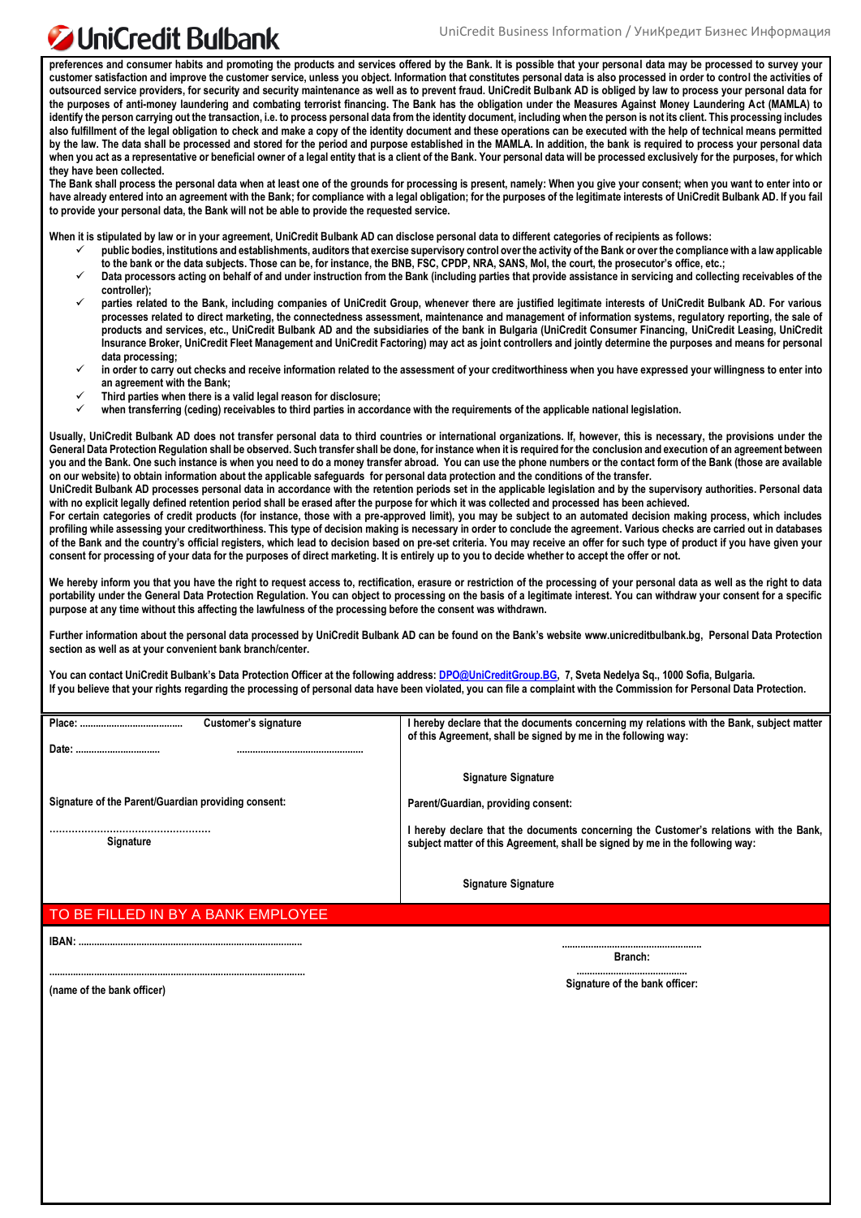**preferences and consumer habits and promoting the products and services offered by the Bank. It is possible that your personal data may be processed to survey your customer satisfaction and improve the customer service, unless you object. Information that constitutes personal data is also processed in order to control the activities of outsourced service providers, for security and security maintenance as well as to prevent fraud. UniCredit Bulbank AD is obliged by law to process your personal data for the purposes of anti-money laundering and combating terrorist financing. The Bank has the obligation under the Measures Against Money Laundering Act (MAMLA) to identify the person carrying out the transaction, i.e. to process personal data from the identity document, including when the person is not its client. This processing includes also fulfillment of the legal obligation to check and make a copy of the identity document and these operations can be executed with the help of technical means permitted by the law. The data shall be processed and stored for the period and purpose established in the MAMLA. In addition, the bank is required to process your personal data when you act as a representative or beneficial owner of a legal entity that is a client of the Bank. Your personal data will be processed exclusively for the purposes, for which they have been collected.**

**The Bank shall process the personal data when at least one of the grounds for processing is present, namely: When you give your consent; when you want to enter into or have already entered into an agreement with the Bank; for compliance with a legal obligation; for the purposes of the legitimate interests of UniCredit Bulbank AD. If you fail to provide your personal data, the Bank will not be able to provide the requested service.**

**When it is stipulated by law or in your agreement, UniCredit Bulbank AD can disclose personal data to different categories of recipients as follows:**

- ✓ **public bodies, institutions and establishments, auditors that exercise supervisory control over the activity of the Bank or over the compliance with a law applicable to the bank or the data subjects. Those can be, for instance, the BNB, FSC, CPDP, NRA, SANS, MoI, the court, the prosecutor's office, etc.;**
- ✓ **Data processors acting on behalf of and under instruction from the Bank (including parties that provide assistance in servicing and collecting receivables of the controller);**
- ✓ **parties related to the Bank, including companies of UniCredit Group, whenever there are justified legitimate interests of UniCredit Bulbank AD. For various processes related to direct marketing, the connectedness assessment, maintenance and management of information systems, regulatory reporting, the sale of products and services, etc., UniCredit Bulbank AD and the subsidiaries of the bank in Bulgaria (UniCredit Consumer Financing, UniCredit Leasing, UniCredit Insurance Broker, UniCredit Fleet Management and UniCredit Factoring) may act as joint controllers and jointly determine the purposes and means for personal data processing;**
- ✓ **in order to carry out checks and receive information related to the assessment of your creditworthiness when you have expressed your willingness to enter into an agreement with the Bank;**
- ✓ **Third parties when there is a valid legal reason for disclosure;**
- ✓ **when transferring (ceding) receivables to third parties in accordance with the requirements of the applicable national legislation.**

**Usually, UniCredit Bulbank AD does not transfer personal data to third countries or international organizations. If, however, this is necessary, the provisions under the General Data Protection Regulation shall be observed. Such transfer shall be done, for instance when it is required for the conclusion and execution of an agreement between you and the Bank. One such instance is when you need to do a money transfer abroad. You can use the phone numbers or the contact form of the Bank (those are available on our website) to obtain information about the applicable safeguards for personal data protection and the conditions of the transfer.**

**UniCredit Bulbank AD processes personal data in accordance with the retention periods set in the applicable legislation and by the supervisory authorities. Personal data with no explicit legally defined retention period shall be erased after the purpose for which it was collected and processed has been achieved.**

**For certain categories of credit products (for instance, those with a pre-approved limit), you may be subject to an automated decision making process, which includes profiling while assessing your creditworthiness. This type of decision making is necessary in order to conclude the agreement. Various checks are carried out in databases of the Bank and the country's official registers, which lead to decision based on pre-set criteria. You may receive an offer for such type of product if you have given your consent for processing of your data for the purposes of direct marketing. It is entirely up to you to decide whether to accept the offer or not.**

**We hereby inform you that you have the right to request access to, rectification, erasure or restriction of the processing of your personal data as well as the right to data portability under the General Data Protection Regulation. You can object to processing on the basis of a legitimate interest. You can withdraw your consent for a specific purpose at any time without this affecting the lawfulness of the processing before the consent was withdrawn.**

**Further information about the personal data processed by UniCredit Bulbank AD can be found on the Bank's website www.unicreditbulbank.bg, Personal Data Protection section as well as at your convenient bank branch/center.**

**You can contact UniCredit Bulbank's Data Protection Officer at the following address: DPO@UniCreditGroup.BG, 7, Sveta Nedelya Sq., 1000 Sofia, Bulgaria.**
**If you believe that your rights regarding the processing of personal data have been violated, you can file a complaint with the Commission for Personal Data Protection.**

| | |
|---|---|
| **Place: ......................................** **Customer's signature**<br>**Date: ................................** **................................................** | **I hereby declare that the documents concerning my relations with the Bank, subject matter of this Agreement, shall be signed by me in the following way:**<br><br>**Signature Signature** |
| **Signature of the Parent/Guardian providing consent:**<br><br>**.................................................**<br>**Signature** | **Parent/Guardian, providing consent:**<br><br>**I hereby declare that the documents concerning the Customer's relations with the Bank, subject matter of this Agreement, shall be signed by me in the following way:**<br><br>**Signature Signature** |

## TO BE FILLED IN BY A BANK EMPLOYEE

**IBAN: ...................................................................................**

**.....................................................**
**Branch:**

**.................................................................................................**
**(name of the bank officer)**

**..........................................**
**Signature of the bank officer:**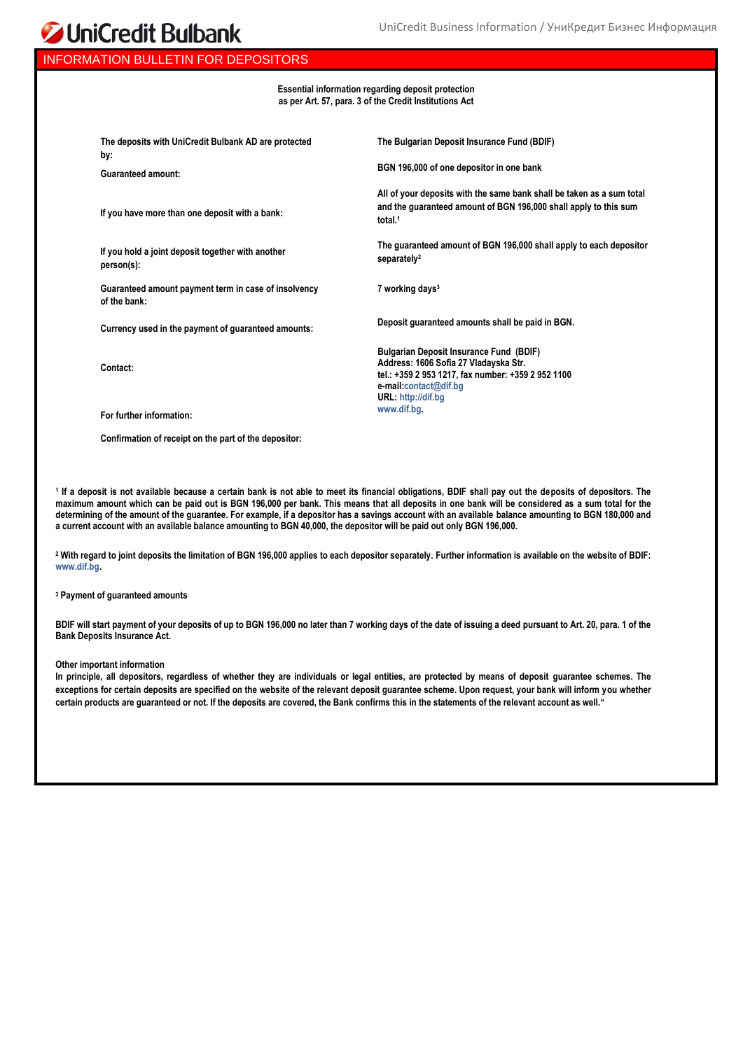# INFORMATION BULLETIN FOR DEPOSITORS

**Essential information regarding deposit protection**
**as per Art. 57, para. 3 of the Credit Institutions Act**

| | |
|---|---|
| The deposits with UniCredit Bulbank AD are protected by: | The Bulgarian Deposit Insurance Fund (BDIF) |
| Guaranteed amount: | BGN 196,000 of one depositor in one bank |
| If you have more than one deposit with a bank: | All of your deposits with the same bank shall be taken as a sum total and the guaranteed amount of BGN 196,000 shall apply to this sum total.[1] |
| If you hold a joint deposit together with another person(s): | The guaranteed amount of BGN 196,000 shall apply to each depositor separately[2] |
| Guaranteed amount payment term in case of insolvency of the bank: | 7 working days[3] |
| Currency used in the payment of guaranteed amounts: | Deposit guaranteed amounts shall be paid in BGN. |
| Contact: | Bulgarian Deposit Insurance Fund (BDIF)<br>Address: 1606 Sofia 27 Vladayska Str.<br>tel.: +359 2 953 1217, fax number: +359 2 952 1100<br>e-mail:contact@dif.bg<br>URL: http://dif.bg |
| For further information: | www.dif.bg. |
| Confirmation of receipt on the part of the depositor: | |

[1] If a deposit is not available because a certain bank is not able to meet its financial obligations, BDIF shall pay out the deposits of depositors. The maximum amount which can be paid out is BGN 196,000 per bank. This means that all deposits in one bank will be considered as a sum total for the determining of the amount of the guarantee. For example, if a depositor has a savings account with an available balance amounting to BGN 180,000 and a current account with an available balance amounting to BGN 40,000, the depositor will be paid out only BGN 196,000.

[2] With regard to joint deposits the limitation of BGN 196,000 applies to each depositor separately. Further information is available on the website of BDIF: www.dif.bg.

[3] Payment of guaranteed amounts

BDIF will start payment of your deposits of up to BGN 196,000 no later than 7 working days of the date of issuing a deed pursuant to Art. 20, para. 1 of the Bank Deposits Insurance Act.

Other important information
In principle, all depositors, regardless of whether they are individuals or legal entities, are protected by means of deposit guarantee schemes. The exceptions for certain deposits are specified on the website of the relevant deposit guarantee scheme. Upon request, your bank will inform you whether certain products are guaranteed or not. If the deposits are covered, the Bank confirms this in the statements of the relevant account as well."